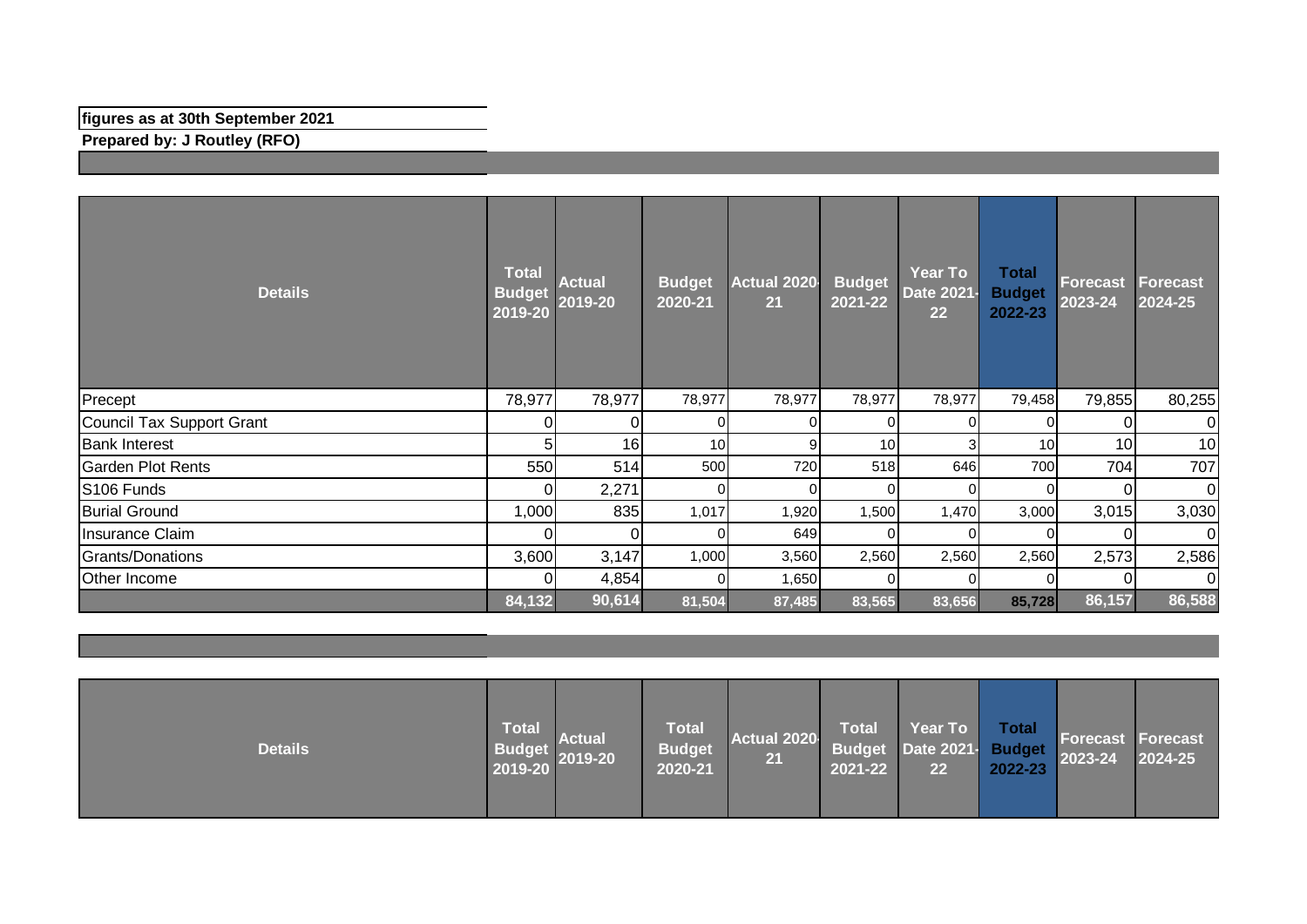**figures as at 30th September 2021**

**Prepared by: J Routley (RFO)**

| Details | Total Budget 2019-20 | Actual 2019-20 | Budget 2020-21 | Actual 2020-21 | Budget 2021-22 | Year To Date 2021-22 | Total Budget 2022-23 | Forecast 2023-24 | Forecast 2024-25 |
|---|---|---|---|---|---|---|---|---|---|
| Precept | 78,977 | 78,977 | 78,977 | 78,977 | 78,977 | 78,977 | 79,458 | 79,855 | 80,255 |
| Council Tax Support Grant | 0 | 0 | 0 | 0 | 0 | 0 | 0 | 0 | 0 |
| Bank Interest | 5 | 16 | 10 | 9 | 10 | 3 | 10 | 10 | 10 |
| Garden Plot Rents | 550 | 514 | 500 | 720 | 518 | 646 | 700 | 704 | 707 |
| S106 Funds | 0 | 2,271 | 0 | 0 | 0 | 0 | 0 | 0 | 0 |
| Burial Ground | 1,000 | 835 | 1,017 | 1,920 | 1,500 | 1,470 | 3,000 | 3,015 | 3,030 |
| Insurance Claim | 0 | 0 | 0 | 649 | 0 | 0 | 0 | 0 | 0 |
| Grants/Donations | 3,600 | 3,147 | 1,000 | 3,560 | 2,560 | 2,560 | 2,560 | 2,573 | 2,586 |
| Other Income | 0 | 4,854 | 0 | 1,650 | 0 | 0 | 0 | 0 | 0 |
| | 84,132 | 90,614 | 81,504 | 87,485 | 83,565 | 83,656 | 85,728 | 86,157 | 86,588 |

| Details | Total Budget 2019-20 | Actual 2019-20 | Total Budget 2020-21 | Actual 2020-21 | Total Budget 2021-22 | Year To Date 2021-22 | Total Budget 2022-23 | Forecast 2023-24 | Forecast 2024-25 |
|---|---|---|---|---|---|---|---|---|---|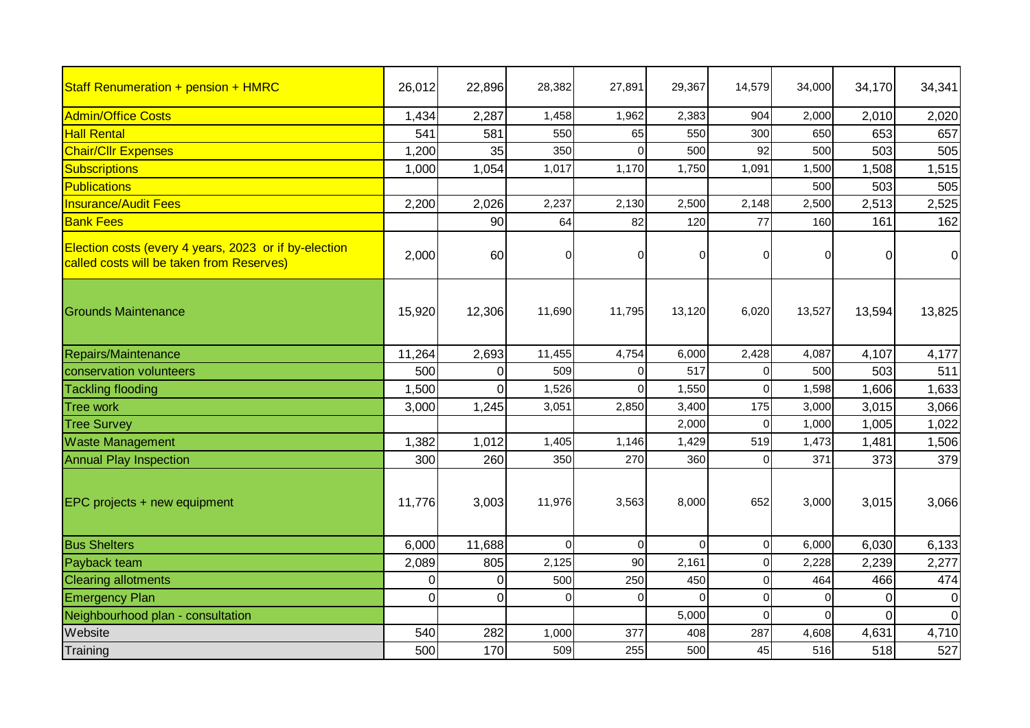| | | | | | | | | | |
|---|---|---|---|---|---|---|---|---|---|
| Staff Renumeration + pension + HMRC | 26,012 | 22,896 | 28,382 | 27,891 | 29,367 | 14,579 | 34,000 | 34,170 | 34,341 |
| Admin/Office Costs | 1,434 | 2,287 | 1,458 | 1,962 | 2,383 | 904 | 2,000 | 2,010 | 2,020 |
| Hall Rental | 541 | 581 | 550 | 65 | 550 | 300 | 650 | 653 | 657 |
| Chair/Cllr Expenses | 1,200 | 35 | 350 | 0 | 500 | 92 | 500 | 503 | 505 |
| Subscriptions | 1,000 | 1,054 | 1,017 | 1,170 | 1,750 | 1,091 | 1,500 | 1,508 | 1,515 |
| Publications | | | | | | | 500 | 503 | 505 |
| Insurance/Audit Fees | 2,200 | 2,026 | 2,237 | 2,130 | 2,500 | 2,148 | 2,500 | 2,513 | 2,525 |
| Bank Fees | | 90 | 64 | 82 | 120 | 77 | 160 | 161 | 162 |
| Election costs (every 4 years, 2023 or if by-election called costs will be taken from Reserves) | 2,000 | 60 | 0 | 0 | 0 | 0 | 0 | 0 | 0 |
| Grounds Maintenance | 15,920 | 12,306 | 11,690 | 11,795 | 13,120 | 6,020 | 13,527 | 13,594 | 13,825 |
| Repairs/Maintenance | 11,264 | 2,693 | 11,455 | 4,754 | 6,000 | 2,428 | 4,087 | 4,107 | 4,177 |
| conservation volunteers | 500 | 0 | 509 | 0 | 517 | 0 | 500 | 503 | 511 |
| Tackling flooding | 1,500 | 0 | 1,526 | 0 | 1,550 | 0 | 1,598 | 1,606 | 1,633 |
| Tree work | 3,000 | 1,245 | 3,051 | 2,850 | 3,400 | 175 | 3,000 | 3,015 | 3,066 |
| Tree Survey | | | | | 2,000 | 0 | 1,000 | 1,005 | 1,022 |
| Waste Management | 1,382 | 1,012 | 1,405 | 1,146 | 1,429 | 519 | 1,473 | 1,481 | 1,506 |
| Annual Play Inspection | 300 | 260 | 350 | 270 | 360 | 0 | 371 | 373 | 379 |
| EPC projects + new equipment | 11,776 | 3,003 | 11,976 | 3,563 | 8,000 | 652 | 3,000 | 3,015 | 3,066 |
| Bus Shelters | 6,000 | 11,688 | 0 | 0 | 0 | 0 | 6,000 | 6,030 | 6,133 |
| Payback team | 2,089 | 805 | 2,125 | 90 | 2,161 | 0 | 2,228 | 2,239 | 2,277 |
| Clearing allotments | 0 | 0 | 500 | 250 | 450 | 0 | 464 | 466 | 474 |
| Emergency Plan | 0 | 0 | 0 | 0 | 0 | 0 | 0 | 0 | 0 |
| Neighbourhood plan - consultation | | | | | 5,000 | 0 | 0 | 0 | 0 |
| Website | 540 | 282 | 1,000 | 377 | 408 | 287 | 4,608 | 4,631 | 4,710 |
| Training | 500 | 170 | 509 | 255 | 500 | 45 | 516 | 518 | 527 |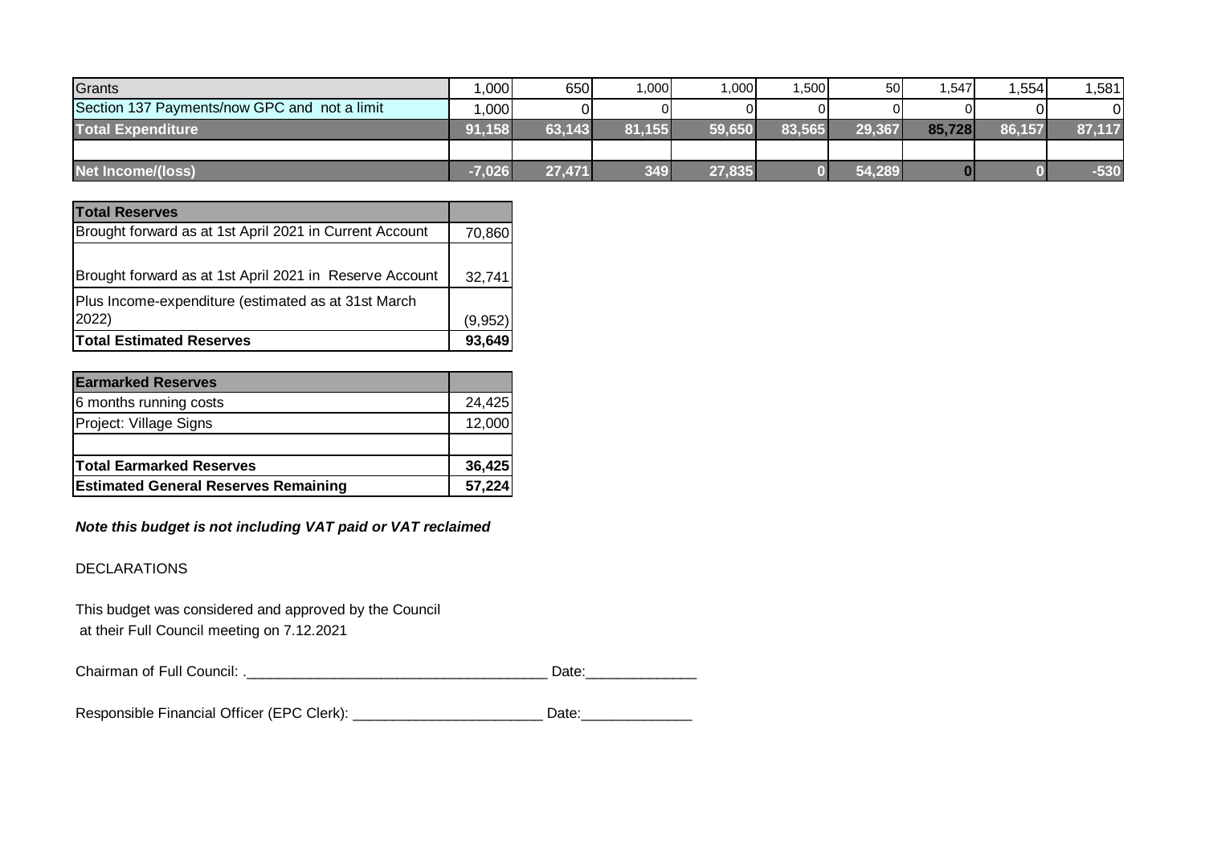| | | | | | | | | | |
|---|---|---|---|---|---|---|---|---|---|
| Grants | 1,000 | 650 | 1,000 | 1,000 | 1,500 | 50 | 1,547 | 1,554 | 1,581 |
| Section 137 Payments/now GPC and not a limit | 1,000 | 0 | 0 | 0 | 0 | 0 | 0 | 0 | 0 |
| **Total Expenditure** | **91,158** | **63,143** | **81,155** | **59,650** | **83,565** | **29,367** | **85,728** | **86,157** | **87,117** |
| | | | | | | | | | |
| **Net Income/(loss)** | **-7,026** | **27,471** | **349** | **27,835** | **0** | **54,289** | **0** | **0** | **-530** |

| **Total Reserves** | |
|---|---|
| Brought forward as at 1st April 2021 in Current Account | 70,860 |
| Brought forward as at 1st April 2021 in Reserve Account | 32,741 |
| Plus Income-expenditure (estimated as at 31st March 2022) | (9,952) |
| **Total Estimated Reserves** | **93,649** |

| **Earmarked Reserves** | |
|---|---|
| 6 months running costs | 24,425 |
| Project: Village Signs | 12,000 |
| | |
| **Total Earmarked Reserves** | **36,425** |
| **Estimated General Reserves Remaining** | **57,224** |

***Note this budget is not including VAT paid or VAT reclaimed***

DECLARATIONS

This budget was considered and approved by the Council at their Full Council meeting on 7.12.2021

Chairman of Full Council: .______________________________________ Date:______________

Responsible Financial Officer (EPC Clerk): ________________________ Date:______________